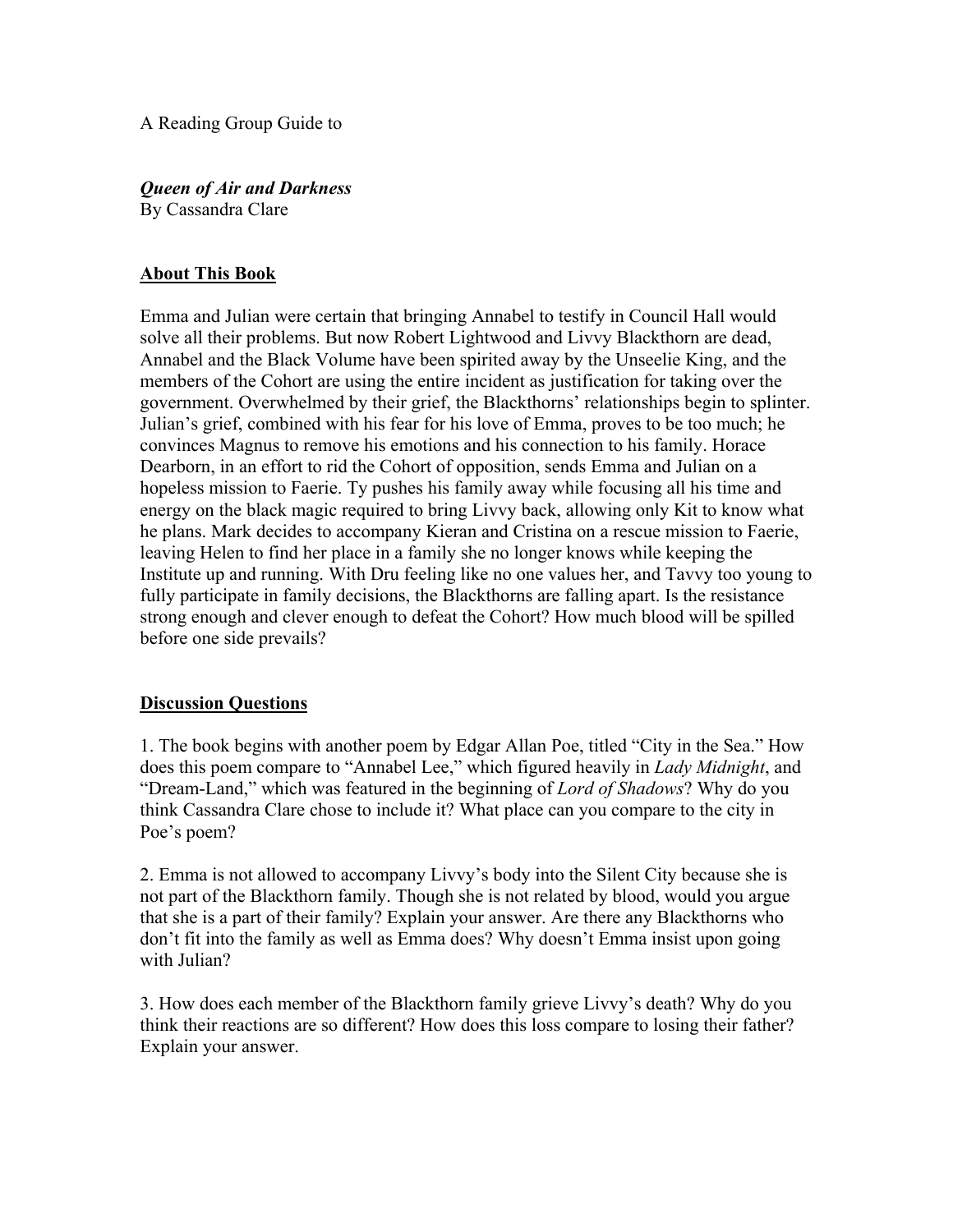A Reading Group Guide to

***Queen of Air and Darkness***
By Cassandra Clare

## About This Book

Emma and Julian were certain that bringing Annabel to testify in Council Hall would solve all their problems. But now Robert Lightwood and Livvy Blackthorn are dead, Annabel and the Black Volume have been spirited away by the Unseelie King, and the members of the Cohort are using the entire incident as justification for taking over the government. Overwhelmed by their grief, the Blackthorns' relationships begin to splinter. Julian's grief, combined with his fear for his love of Emma, proves to be too much; he convinces Magnus to remove his emotions and his connection to his family. Horace Dearborn, in an effort to rid the Cohort of opposition, sends Emma and Julian on a hopeless mission to Faerie. Ty pushes his family away while focusing all his time and energy on the black magic required to bring Livvy back, allowing only Kit to know what he plans. Mark decides to accompany Kieran and Cristina on a rescue mission to Faerie, leaving Helen to find her place in a family she no longer knows while keeping the Institute up and running. With Dru feeling like no one values her, and Tavvy too young to fully participate in family decisions, the Blackthorns are falling apart. Is the resistance strong enough and clever enough to defeat the Cohort? How much blood will be spilled before one side prevails?

## Discussion Questions

1. The book begins with another poem by Edgar Allan Poe, titled "City in the Sea." How does this poem compare to "Annabel Lee," which figured heavily in *Lady Midnight*, and "Dream-Land," which was featured in the beginning of *Lord of Shadows*? Why do you think Cassandra Clare chose to include it? What place can you compare to the city in Poe's poem?

2. Emma is not allowed to accompany Livvy's body into the Silent City because she is not part of the Blackthorn family. Though she is not related by blood, would you argue that she is a part of their family? Explain your answer. Are there any Blackthorns who don't fit into the family as well as Emma does? Why doesn't Emma insist upon going with Julian?

3. How does each member of the Blackthorn family grieve Livvy's death? Why do you think their reactions are so different? How does this loss compare to losing their father? Explain your answer.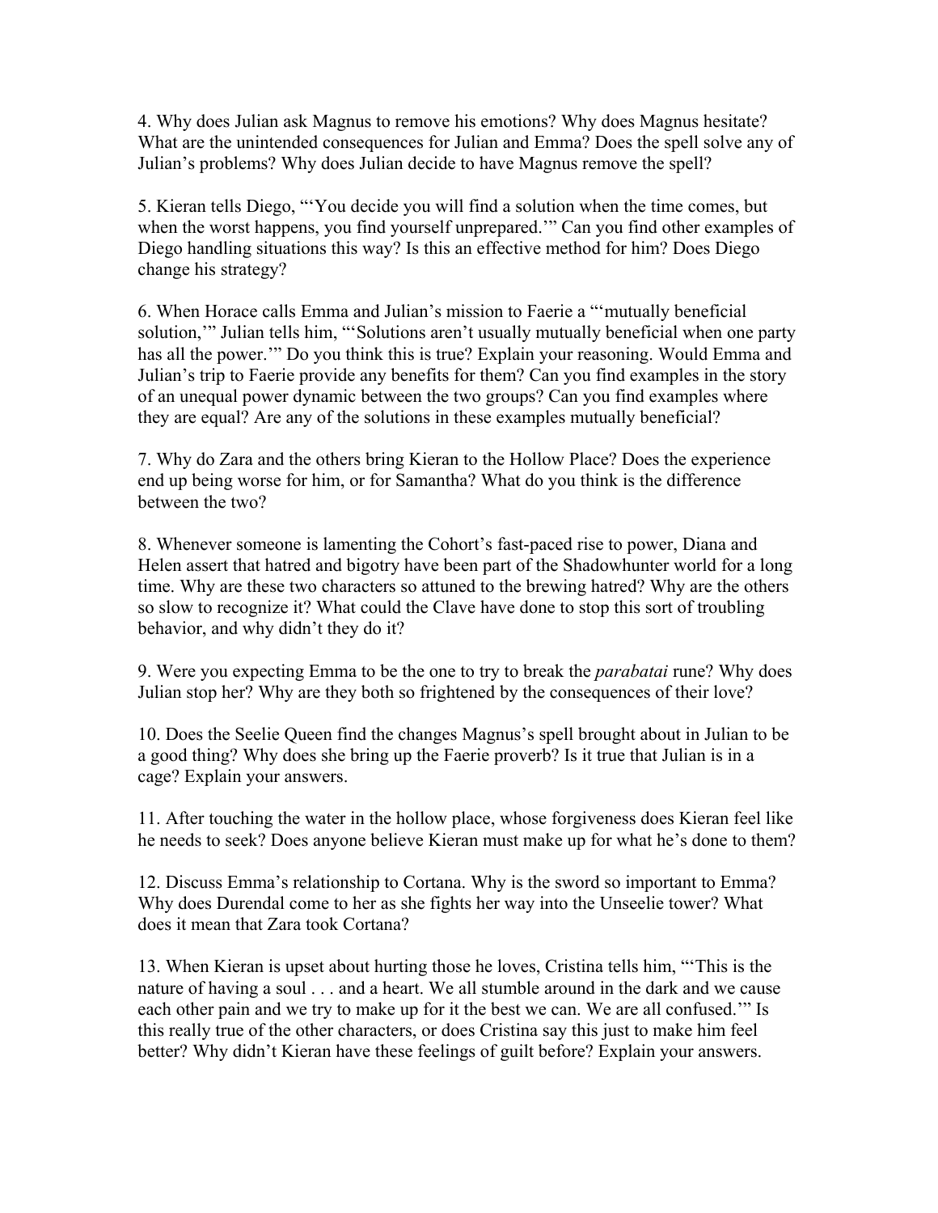4. Why does Julian ask Magnus to remove his emotions? Why does Magnus hesitate? What are the unintended consequences for Julian and Emma? Does the spell solve any of Julian's problems? Why does Julian decide to have Magnus remove the spell?

5. Kieran tells Diego, "'You decide you will find a solution when the time comes, but when the worst happens, you find yourself unprepared.'" Can you find other examples of Diego handling situations this way? Is this an effective method for him? Does Diego change his strategy?

6. When Horace calls Emma and Julian's mission to Faerie a "'mutually beneficial solution,'" Julian tells him, "'Solutions aren't usually mutually beneficial when one party has all the power.'" Do you think this is true? Explain your reasoning. Would Emma and Julian's trip to Faerie provide any benefits for them? Can you find examples in the story of an unequal power dynamic between the two groups? Can you find examples where they are equal? Are any of the solutions in these examples mutually beneficial?

7. Why do Zara and the others bring Kieran to the Hollow Place? Does the experience end up being worse for him, or for Samantha? What do you think is the difference between the two?

8. Whenever someone is lamenting the Cohort's fast-paced rise to power, Diana and Helen assert that hatred and bigotry have been part of the Shadowhunter world for a long time. Why are these two characters so attuned to the brewing hatred? Why are the others so slow to recognize it? What could the Clave have done to stop this sort of troubling behavior, and why didn't they do it?

9. Were you expecting Emma to be the one to try to break the *parabatai* rune? Why does Julian stop her? Why are they both so frightened by the consequences of their love?

10. Does the Seelie Queen find the changes Magnus's spell brought about in Julian to be a good thing? Why does she bring up the Faerie proverb? Is it true that Julian is in a cage? Explain your answers.

11. After touching the water in the hollow place, whose forgiveness does Kieran feel like he needs to seek? Does anyone believe Kieran must make up for what he's done to them?

12. Discuss Emma's relationship to Cortana. Why is the sword so important to Emma? Why does Durendal come to her as she fights her way into the Unseelie tower? What does it mean that Zara took Cortana?

13. When Kieran is upset about hurting those he loves, Cristina tells him, "'This is the nature of having a soul . . . and a heart. We all stumble around in the dark and we cause each other pain and we try to make up for it the best we can. We are all confused.'" Is this really true of the other characters, or does Cristina say this just to make him feel better? Why didn't Kieran have these feelings of guilt before? Explain your answers.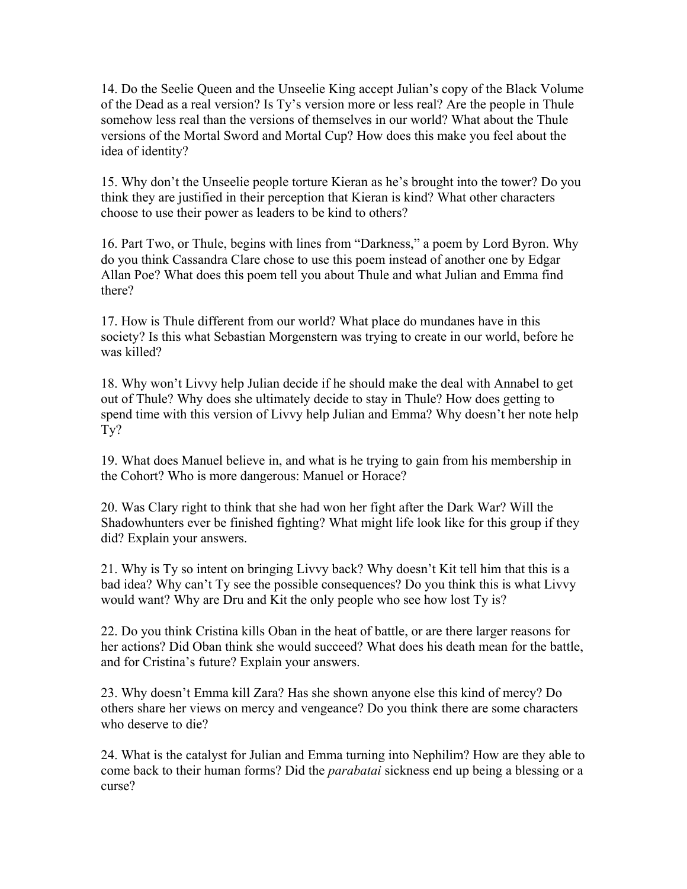14. Do the Seelie Queen and the Unseelie King accept Julian's copy of the Black Volume of the Dead as a real version? Is Ty's version more or less real? Are the people in Thule somehow less real than the versions of themselves in our world? What about the Thule versions of the Mortal Sword and Mortal Cup? How does this make you feel about the idea of identity?

15. Why don't the Unseelie people torture Kieran as he's brought into the tower? Do you think they are justified in their perception that Kieran is kind? What other characters choose to use their power as leaders to be kind to others?

16. Part Two, or Thule, begins with lines from "Darkness," a poem by Lord Byron. Why do you think Cassandra Clare chose to use this poem instead of another one by Edgar Allan Poe? What does this poem tell you about Thule and what Julian and Emma find there?

17. How is Thule different from our world? What place do mundanes have in this society? Is this what Sebastian Morgenstern was trying to create in our world, before he was killed?

18. Why won't Livvy help Julian decide if he should make the deal with Annabel to get out of Thule? Why does she ultimately decide to stay in Thule? How does getting to spend time with this version of Livvy help Julian and Emma? Why doesn't her note help Ty?

19. What does Manuel believe in, and what is he trying to gain from his membership in the Cohort? Who is more dangerous: Manuel or Horace?

20. Was Clary right to think that she had won her fight after the Dark War? Will the Shadowhunters ever be finished fighting? What might life look like for this group if they did? Explain your answers.

21. Why is Ty so intent on bringing Livvy back? Why doesn't Kit tell him that this is a bad idea? Why can't Ty see the possible consequences? Do you think this is what Livvy would want? Why are Dru and Kit the only people who see how lost Ty is?

22. Do you think Cristina kills Oban in the heat of battle, or are there larger reasons for her actions? Did Oban think she would succeed? What does his death mean for the battle, and for Cristina's future? Explain your answers.

23. Why doesn't Emma kill Zara? Has she shown anyone else this kind of mercy? Do others share her views on mercy and vengeance? Do you think there are some characters who deserve to die?

24. What is the catalyst for Julian and Emma turning into Nephilim? How are they able to come back to their human forms? Did the *parabatai* sickness end up being a blessing or a curse?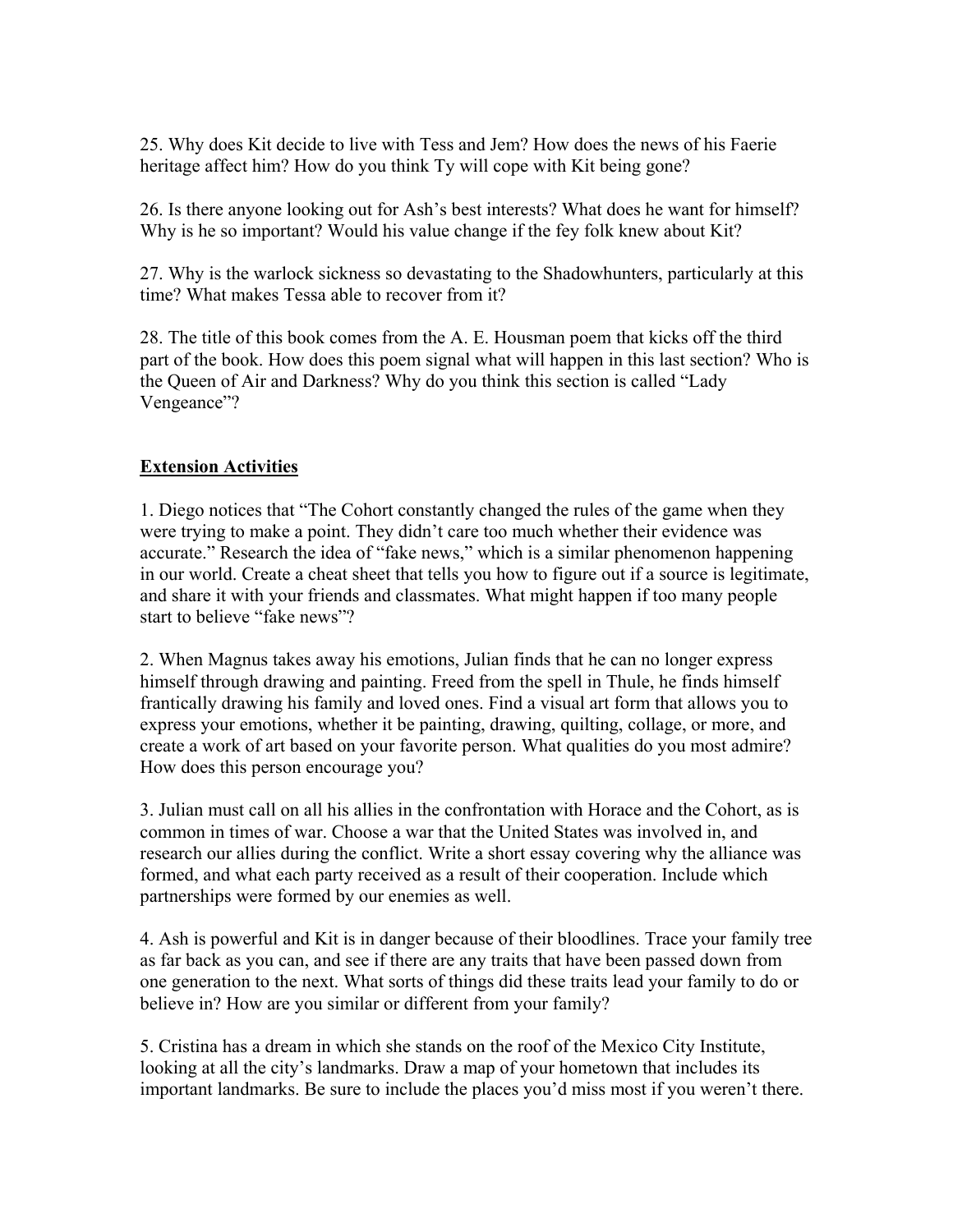25. Why does Kit decide to live with Tess and Jem? How does the news of his Faerie heritage affect him? How do you think Ty will cope with Kit being gone?

26. Is there anyone looking out for Ash's best interests? What does he want for himself? Why is he so important? Would his value change if the fey folk knew about Kit?

27. Why is the warlock sickness so devastating to the Shadowhunters, particularly at this time? What makes Tessa able to recover from it?

28. The title of this book comes from the A. E. Housman poem that kicks off the third part of the book. How does this poem signal what will happen in this last section? Who is the Queen of Air and Darkness? Why do you think this section is called "Lady Vengeance"?

## Extension Activities

1. Diego notices that "The Cohort constantly changed the rules of the game when they were trying to make a point. They didn't care too much whether their evidence was accurate." Research the idea of "fake news," which is a similar phenomenon happening in our world. Create a cheat sheet that tells you how to figure out if a source is legitimate, and share it with your friends and classmates. What might happen if too many people start to believe "fake news"?

2. When Magnus takes away his emotions, Julian finds that he can no longer express himself through drawing and painting. Freed from the spell in Thule, he finds himself frantically drawing his family and loved ones. Find a visual art form that allows you to express your emotions, whether it be painting, drawing, quilting, collage, or more, and create a work of art based on your favorite person. What qualities do you most admire? How does this person encourage you?

3. Julian must call on all his allies in the confrontation with Horace and the Cohort, as is common in times of war. Choose a war that the United States was involved in, and research our allies during the conflict. Write a short essay covering why the alliance was formed, and what each party received as a result of their cooperation. Include which partnerships were formed by our enemies as well.

4. Ash is powerful and Kit is in danger because of their bloodlines. Trace your family tree as far back as you can, and see if there are any traits that have been passed down from one generation to the next. What sorts of things did these traits lead your family to do or believe in? How are you similar or different from your family?

5. Cristina has a dream in which she stands on the roof of the Mexico City Institute, looking at all the city's landmarks. Draw a map of your hometown that includes its important landmarks. Be sure to include the places you'd miss most if you weren't there.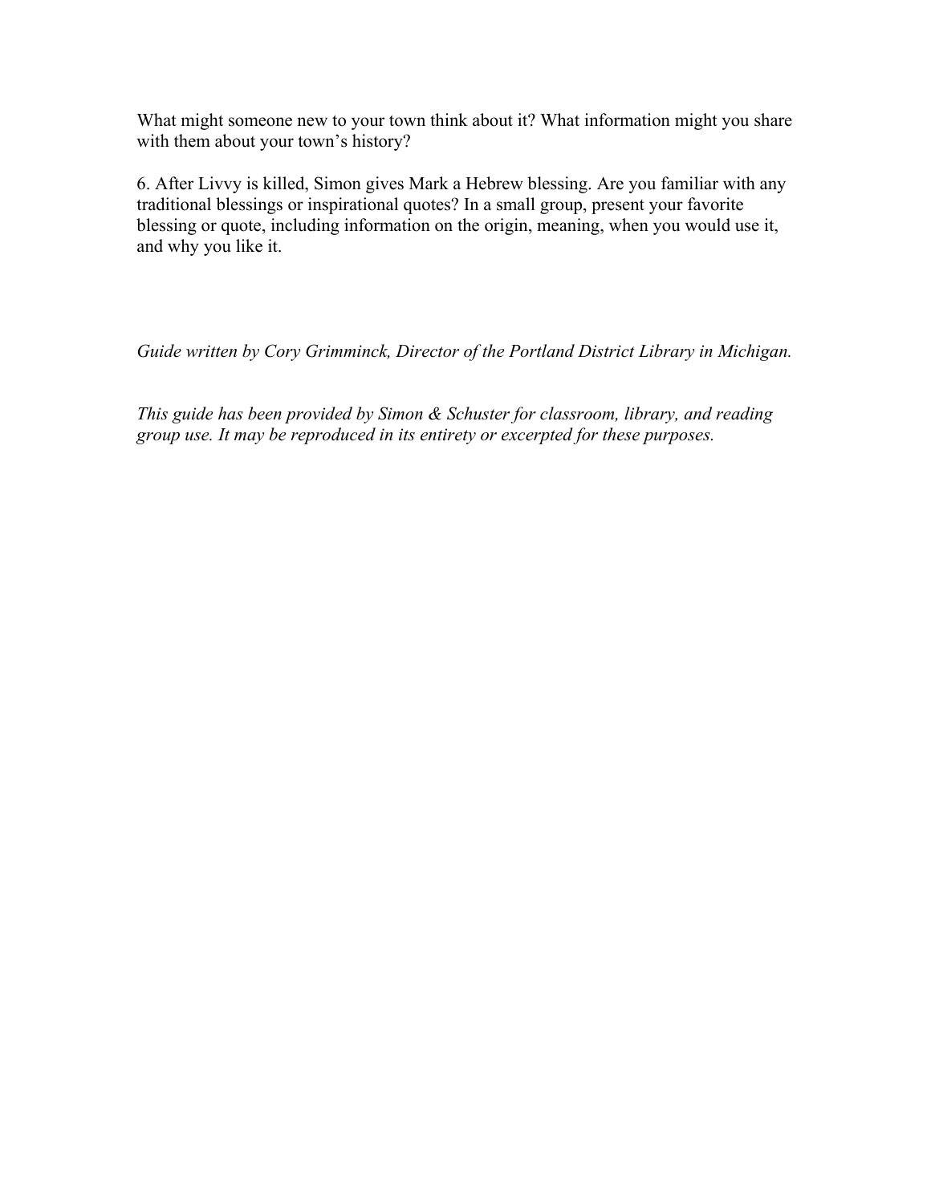What might someone new to your town think about it? What information might you share with them about your town's history?

6. After Livvy is killed, Simon gives Mark a Hebrew blessing. Are you familiar with any traditional blessings or inspirational quotes? In a small group, present your favorite blessing or quote, including information on the origin, meaning, when you would use it, and why you like it.

*Guide written by Cory Grimminck, Director of the Portland District Library in Michigan.*

*This guide has been provided by Simon & Schuster for classroom, library, and reading group use. It may be reproduced in its entirety or excerpted for these purposes.*